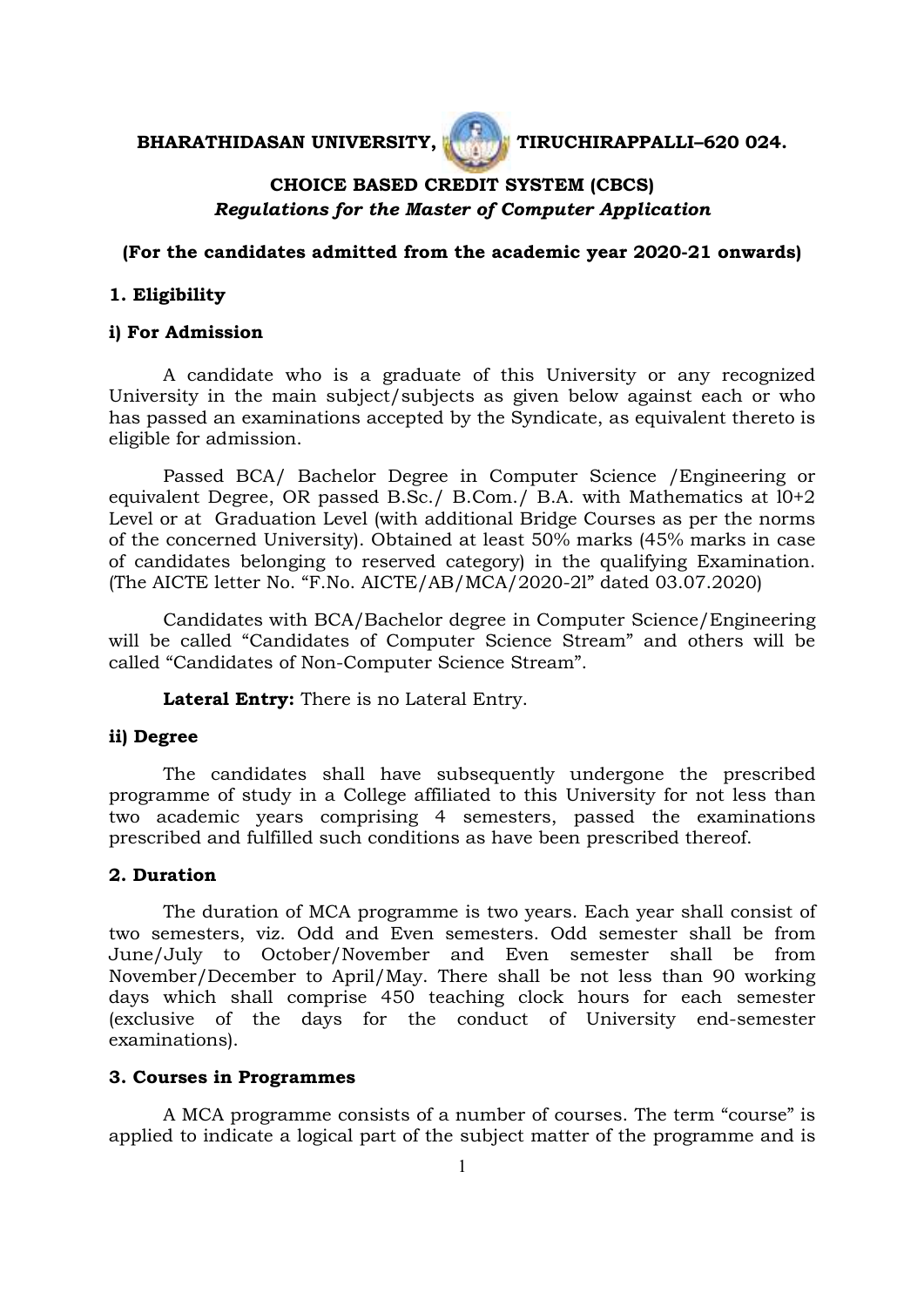# BHARATHIDASAN UNIVERSITY, TIRUCHIRAPPALLI–620 024.

## CHOICE BASED CREDIT SYSTEM (CBCS)

*Regulations for the Master of Computer Application*

**(For the candidates admitted from the academic year 2020-21 onwards)**

### 1. Eligibility

#### i) For Admission

A candidate who is a graduate of this University or any recognized University in the main subject/subjects as given below against each or who has passed an examinations accepted by the Syndicate, as equivalent thereto is eligible for admission.

Passed BCA/ Bachelor Degree in Computer Science /Engineering or equivalent Degree, OR passed B.Sc./ B.Com./ B.A. with Mathematics at l0+2 Level or at Graduation Level (with additional Bridge Courses as per the norms of the concerned University). Obtained at least 50% marks (45% marks in case of candidates belonging to reserved category) in the qualifying Examination. (The AICTE letter No. "F.No. AICTE/AB/MCA/2020-2l" dated 03.07.2020)

Candidates with BCA/Bachelor degree in Computer Science/Engineering will be called "Candidates of Computer Science Stream" and others will be called "Candidates of Non-Computer Science Stream".

**Lateral Entry:** There is no Lateral Entry.

#### ii) Degree

The candidates shall have subsequently undergone the prescribed programme of study in a College affiliated to this University for not less than two academic years comprising 4 semesters, passed the examinations prescribed and fulfilled such conditions as have been prescribed thereof.

### 2. Duration

The duration of MCA programme is two years. Each year shall consist of two semesters, viz. Odd and Even semesters. Odd semester shall be from June/July to October/November and Even semester shall be from November/December to April/May. There shall be not less than 90 working days which shall comprise 450 teaching clock hours for each semester (exclusive of the days for the conduct of University end-semester examinations).

### 3. Courses in Programmes

A MCA programme consists of a number of courses. The term "course" is applied to indicate a logical part of the subject matter of the programme and is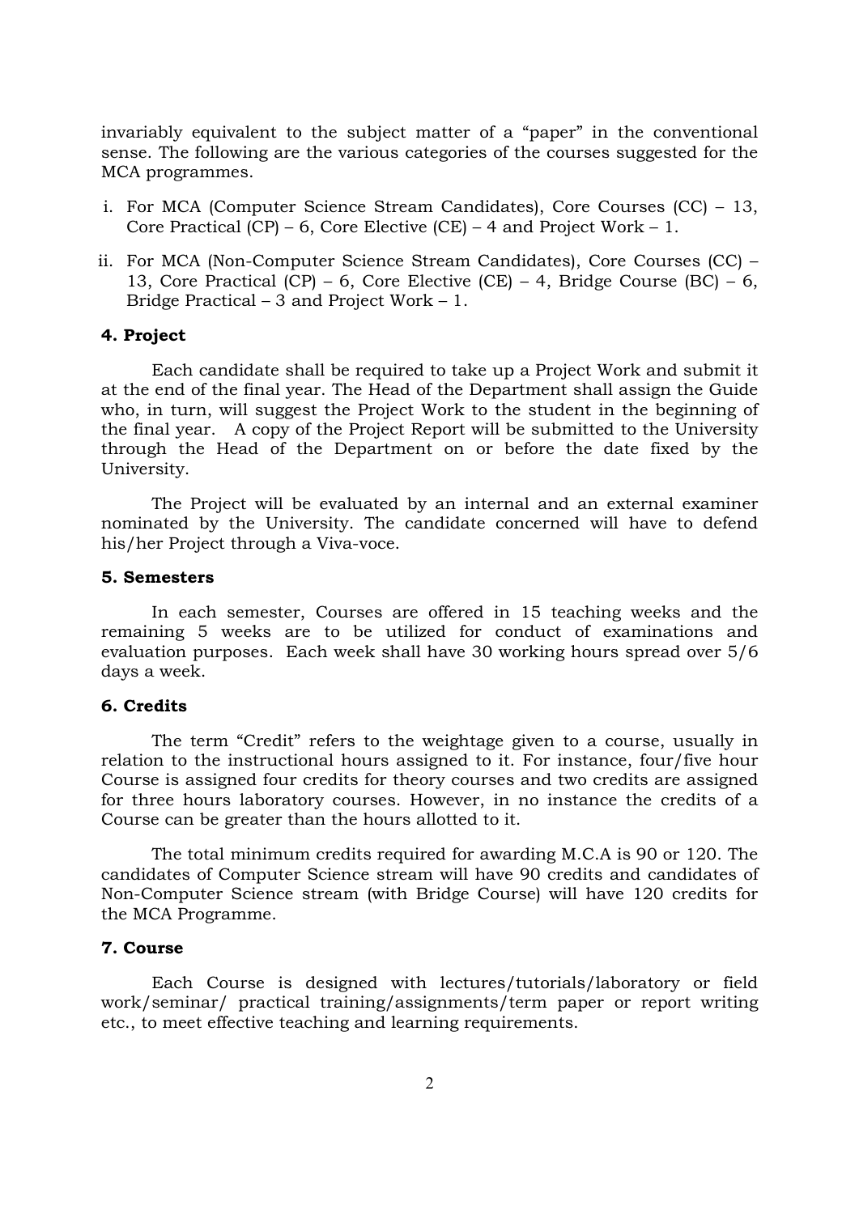invariably equivalent to the subject matter of a "paper" in the conventional sense. The following are the various categories of the courses suggested for the MCA programmes.

i. For MCA (Computer Science Stream Candidates), Core Courses (CC) – 13, Core Practical (CP) – 6, Core Elective (CE) – 4 and Project Work – 1.

ii. For MCA (Non-Computer Science Stream Candidates), Core Courses (CC) – 13, Core Practical (CP) – 6, Core Elective (CE) – 4, Bridge Course (BC) – 6, Bridge Practical – 3 and Project Work – 1.

### 4. Project

Each candidate shall be required to take up a Project Work and submit it at the end of the final year. The Head of the Department shall assign the Guide who, in turn, will suggest the Project Work to the student in the beginning of the final year. A copy of the Project Report will be submitted to the University through the Head of the Department on or before the date fixed by the University.

The Project will be evaluated by an internal and an external examiner nominated by the University. The candidate concerned will have to defend his/her Project through a Viva-voce.

### 5. Semesters

In each semester, Courses are offered in 15 teaching weeks and the remaining 5 weeks are to be utilized for conduct of examinations and evaluation purposes. Each week shall have 30 working hours spread over 5/6 days a week.

### 6. Credits

The term "Credit" refers to the weightage given to a course, usually in relation to the instructional hours assigned to it. For instance, four/five hour Course is assigned four credits for theory courses and two credits are assigned for three hours laboratory courses. However, in no instance the credits of a Course can be greater than the hours allotted to it.

The total minimum credits required for awarding M.C.A is 90 or 120. The candidates of Computer Science stream will have 90 credits and candidates of Non-Computer Science stream (with Bridge Course) will have 120 credits for the MCA Programme.

### 7. Course

Each Course is designed with lectures/tutorials/laboratory or field work/seminar/ practical training/assignments/term paper or report writing etc., to meet effective teaching and learning requirements.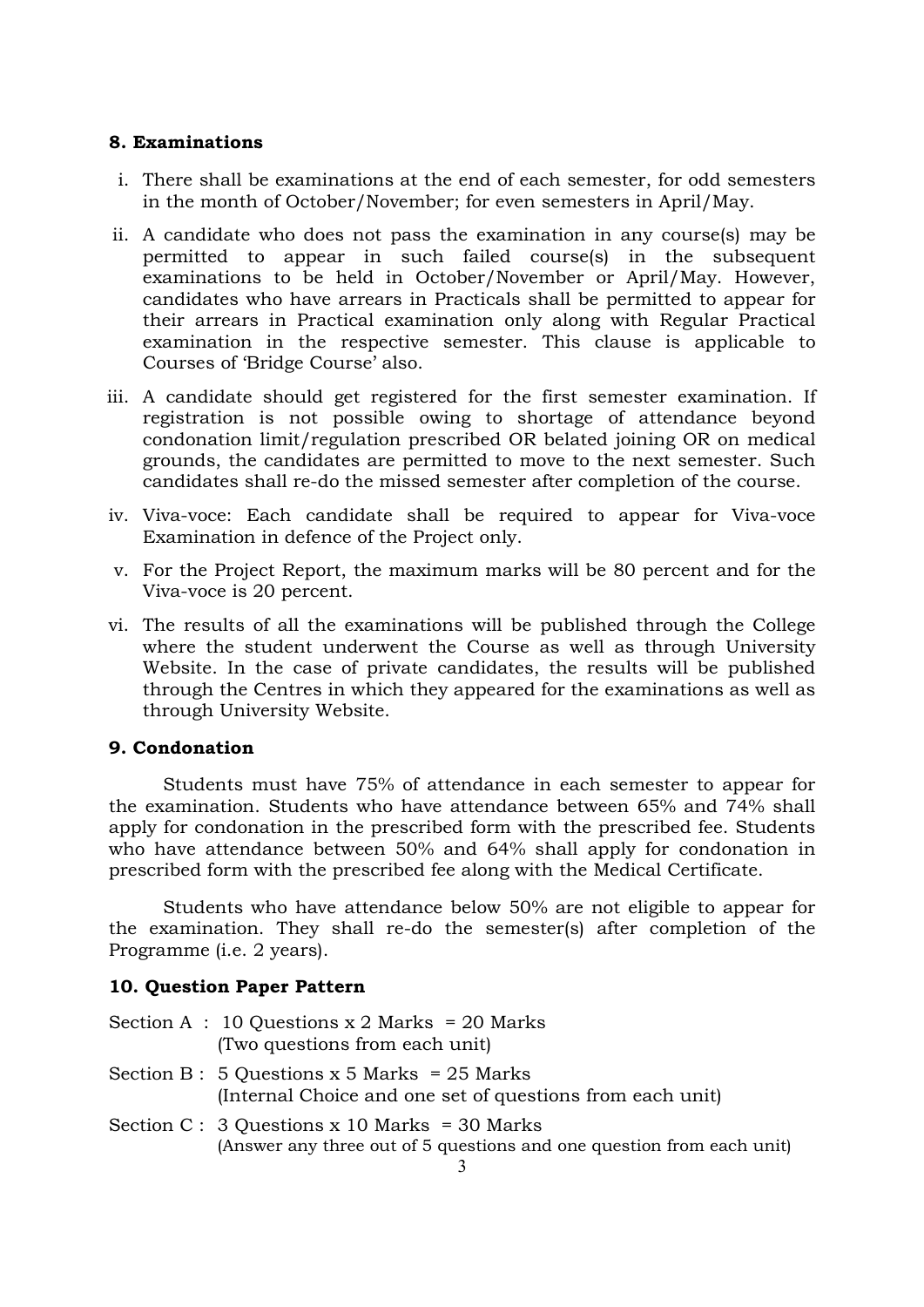**8. Examinations**

i. There shall be examinations at the end of each semester, for odd semesters in the month of October/November; for even semesters in April/May.

ii. A candidate who does not pass the examination in any course(s) may be permitted to appear in such failed course(s) in the subsequent examinations to be held in October/November or April/May. However, candidates who have arrears in Practicals shall be permitted to appear for their arrears in Practical examination only along with Regular Practical examination in the respective semester. This clause is applicable to Courses of 'Bridge Course' also.

iii. A candidate should get registered for the first semester examination. If registration is not possible owing to shortage of attendance beyond condonation limit/regulation prescribed OR belated joining OR on medical grounds, the candidates are permitted to move to the next semester. Such candidates shall re-do the missed semester after completion of the course.

iv. Viva-voce: Each candidate shall be required to appear for Viva-voce Examination in defence of the Project only.

v. For the Project Report, the maximum marks will be 80 percent and for the Viva-voce is 20 percent.

vi. The results of all the examinations will be published through the College where the student underwent the Course as well as through University Website. In the case of private candidates, the results will be published through the Centres in which they appeared for the examinations as well as through University Website.

**9. Condonation**

Students must have 75% of attendance in each semester to appear for the examination. Students who have attendance between 65% and 74% shall apply for condonation in the prescribed form with the prescribed fee. Students who have attendance between 50% and 64% shall apply for condonation in prescribed form with the prescribed fee along with the Medical Certificate.

Students who have attendance below 50% are not eligible to appear for the examination. They shall re-do the semester(s) after completion of the Programme (i.e. 2 years).

**10. Question Paper Pattern**

Section A : 10 Questions x 2 Marks = 20 Marks
(Two questions from each unit)

Section B : 5 Questions x 5 Marks = 25 Marks
(Internal Choice and one set of questions from each unit)

Section C : 3 Questions x 10 Marks = 30 Marks
(Answer any three out of 5 questions and one question from each unit)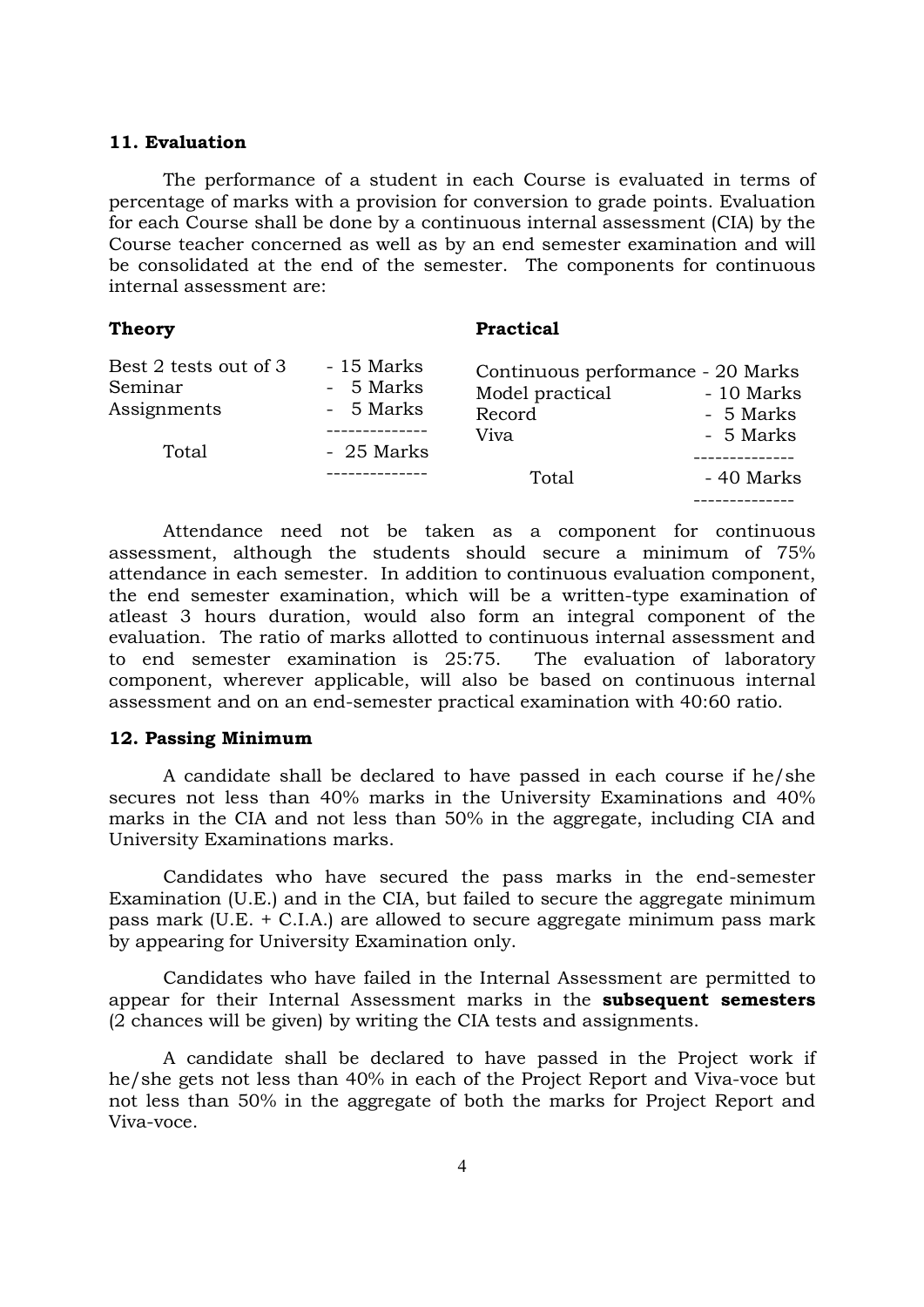### 11. Evaluation

The performance of a student in each Course is evaluated in terms of percentage of marks with a provision for conversion to grade points. Evaluation for each Course shall be done by a continuous internal assessment (CIA) by the Course teacher concerned as well as by an end semester examination and will be consolidated at the end of the semester. The components for continuous internal assessment are:

**Theory**

| Component | Marks |
|---|---|
| Best 2 tests out of 3 | 15 Marks |
| Seminar | 5 Marks |
| Assignments | 5 Marks |
| Total | 25 Marks |

**Practical**

| Component | Marks |
|---|---|
| Continuous performance | 20 Marks |
| Model practical | 10 Marks |
| Record | 5 Marks |
| Viva | 5 Marks |
| Total | 40 Marks |

Attendance need not be taken as a component for continuous assessment, although the students should secure a minimum of 75% attendance in each semester. In addition to continuous evaluation component, the end semester examination, which will be a written-type examination of atleast 3 hours duration, would also form an integral component of the evaluation. The ratio of marks allotted to continuous internal assessment and to end semester examination is 25:75. The evaluation of laboratory component, wherever applicable, will also be based on continuous internal assessment and on an end-semester practical examination with 40:60 ratio.

### 12. Passing Minimum

A candidate shall be declared to have passed in each course if he/she secures not less than 40% marks in the University Examinations and 40% marks in the CIA and not less than 50% in the aggregate, including CIA and University Examinations marks.

Candidates who have secured the pass marks in the end-semester Examination (U.E.) and in the CIA, but failed to secure the aggregate minimum pass mark (U.E. + C.I.A.) are allowed to secure aggregate minimum pass mark by appearing for University Examination only.

Candidates who have failed in the Internal Assessment are permitted to appear for their Internal Assessment marks in the **subsequent semesters** (2 chances will be given) by writing the CIA tests and assignments.

A candidate shall be declared to have passed in the Project work if he/she gets not less than 40% in each of the Project Report and Viva-voce but not less than 50% in the aggregate of both the marks for Project Report and Viva-voce.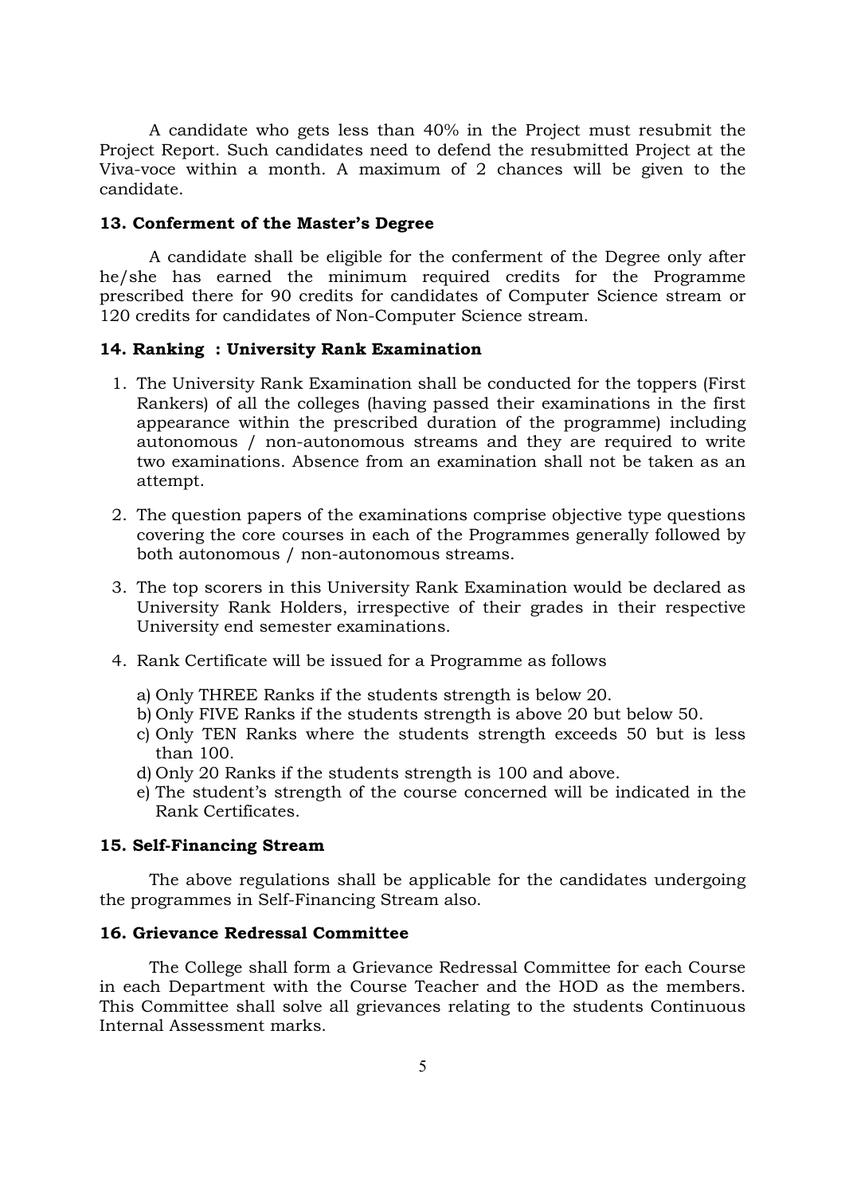A candidate who gets less than 40% in the Project must resubmit the Project Report. Such candidates need to defend the resubmitted Project at the Viva-voce within a month. A maximum of 2 chances will be given to the candidate.

### 13. Conferment of the Master's Degree

A candidate shall be eligible for the conferment of the Degree only after he/she has earned the minimum required credits for the Programme prescribed there for 90 credits for candidates of Computer Science stream or 120 credits for candidates of Non-Computer Science stream.

### 14. Ranking : University Rank Examination

1. The University Rank Examination shall be conducted for the toppers (First Rankers) of all the colleges (having passed their examinations in the first appearance within the prescribed duration of the programme) including autonomous / non-autonomous streams and they are required to write two examinations. Absence from an examination shall not be taken as an attempt.

2. The question papers of the examinations comprise objective type questions covering the core courses in each of the Programmes generally followed by both autonomous / non-autonomous streams.

3. The top scorers in this University Rank Examination would be declared as University Rank Holders, irrespective of their grades in their respective University end semester examinations.

4. Rank Certificate will be issued for a Programme as follows

   a) Only THREE Ranks if the students strength is below 20.
   b) Only FIVE Ranks if the students strength is above 20 but below 50.
   c) Only TEN Ranks where the students strength exceeds 50 but is less than 100.
   d) Only 20 Ranks if the students strength is 100 and above.
   e) The student's strength of the course concerned will be indicated in the Rank Certificates.

### 15. Self-Financing Stream

The above regulations shall be applicable for the candidates undergoing the programmes in Self-Financing Stream also.

### 16. Grievance Redressal Committee

The College shall form a Grievance Redressal Committee for each Course in each Department with the Course Teacher and the HOD as the members. This Committee shall solve all grievances relating to the students Continuous Internal Assessment marks.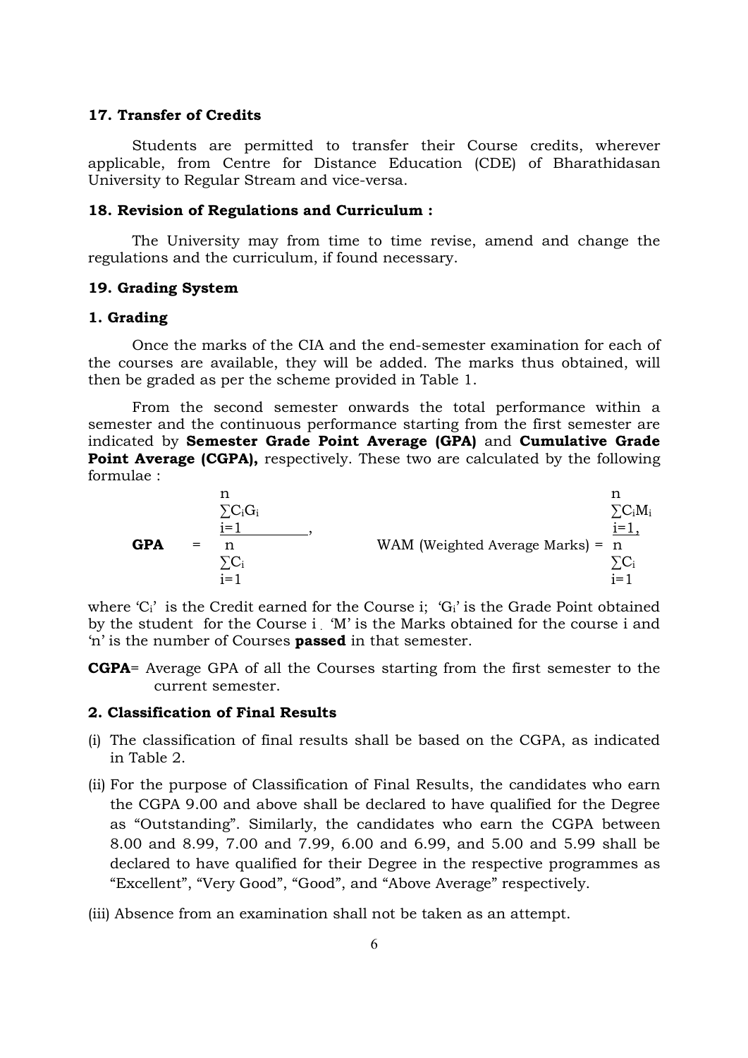### 17. Transfer of Credits

Students are permitted to transfer their Course credits, wherever applicable, from Centre for Distance Education (CDE) of Bharathidasan University to Regular Stream and vice-versa.

### 18. Revision of Regulations and Curriculum :

The University may from time to time revise, amend and change the regulations and the curriculum, if found necessary.

### 19. Grading System

#### 1. Grading

Once the marks of the CIA and the end-semester examination for each of the courses are available, they will be added. The marks thus obtained, will then be graded as per the scheme provided in Table 1.

From the second semester onwards the total performance within a semester and the continuous performance starting from the first semester are indicated by **Semester Grade Point Average (GPA)** and **Cumulative Grade Point Average (CGPA),** respectively. These two are calculated by the following formulae :

$$\textbf{GPA} = \frac{\sum_{i=1}^{n} C_i G_i}{\sum_{i=1}^{n} C_i}, \qquad \text{WAM (Weighted Average Marks)} = \frac{\sum_{i=1}^{n} C_i M_i}{\sum_{i=1}^{n} C_i}$$

where '$C_i$' is the Credit earned for the Course i; '$G_i$' is the Grade Point obtained by the student for the Course i . 'M' is the Marks obtained for the course i and 'n' is the number of Courses **passed** in that semester.

**CGPA**= Average GPA of all the Courses starting from the first semester to the current semester.

#### 2. Classification of Final Results

(i) The classification of final results shall be based on the CGPA, as indicated in Table 2.

(ii) For the purpose of Classification of Final Results, the candidates who earn the CGPA 9.00 and above shall be declared to have qualified for the Degree as "Outstanding". Similarly, the candidates who earn the CGPA between 8.00 and 8.99, 7.00 and 7.99, 6.00 and 6.99, and 5.00 and 5.99 shall be declared to have qualified for their Degree in the respective programmes as "Excellent", "Very Good", "Good", and "Above Average" respectively.

(iii) Absence from an examination shall not be taken as an attempt.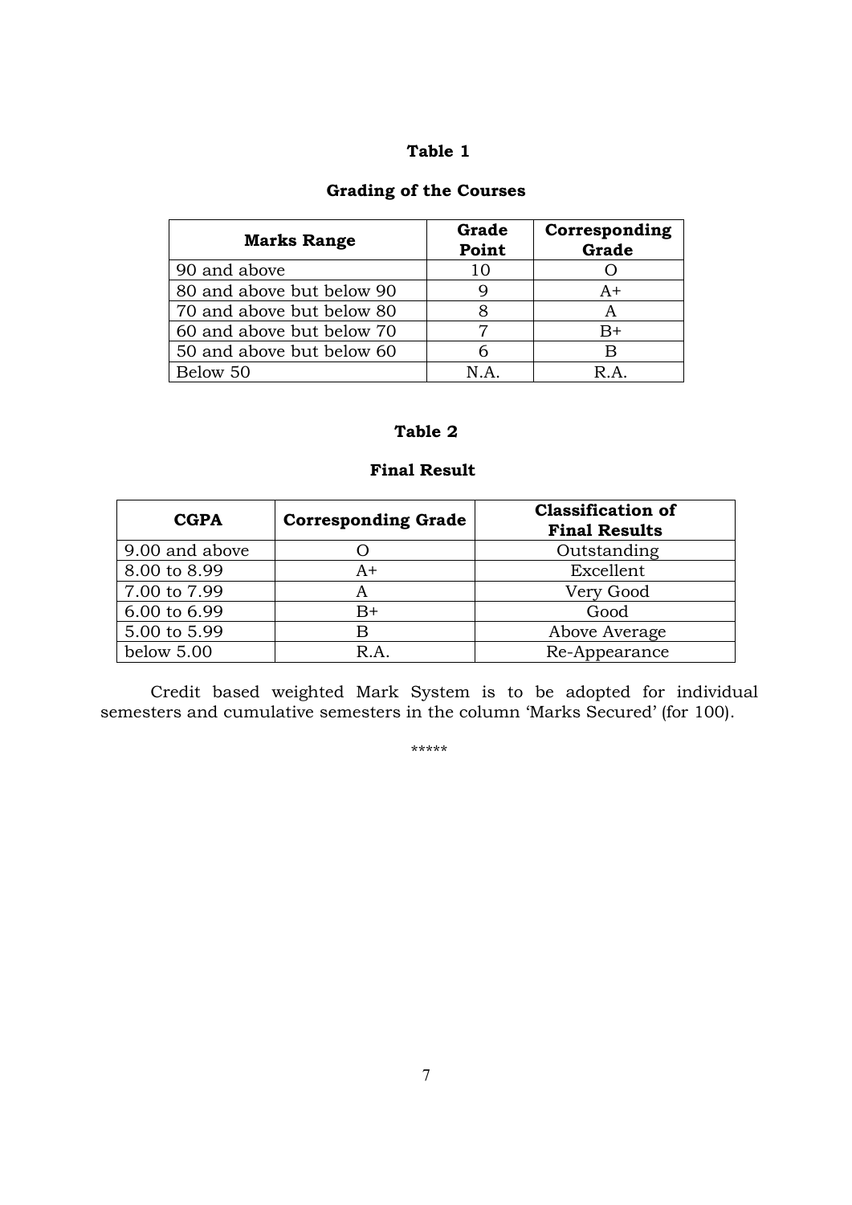## Table 1

### Grading of the Courses

| Marks Range | Grade Point | Corresponding Grade |
|---|---|---|
| 90 and above | 10 | O |
| 80 and above but below 90 | 9 | A+ |
| 70 and above but below 80 | 8 | A |
| 60 and above but below 70 | 7 | B+ |
| 50 and above but below 60 | 6 | B |
| Below 50 | N.A. | R.A. |

## Table 2

### Final Result

| CGPA | Corresponding Grade | Classification of Final Results |
|---|---|---|
| 9.00 and above | O | Outstanding |
| 8.00 to 8.99 | A+ | Excellent |
| 7.00 to 7.99 | A | Very Good |
| 6.00 to 6.99 | B+ | Good |
| 5.00 to 5.99 | B | Above Average |
| below 5.00 | R.A. | Re-Appearance |

Credit based weighted Mark System is to be adopted for individual semesters and cumulative semesters in the column 'Marks Secured' (for 100).

*****